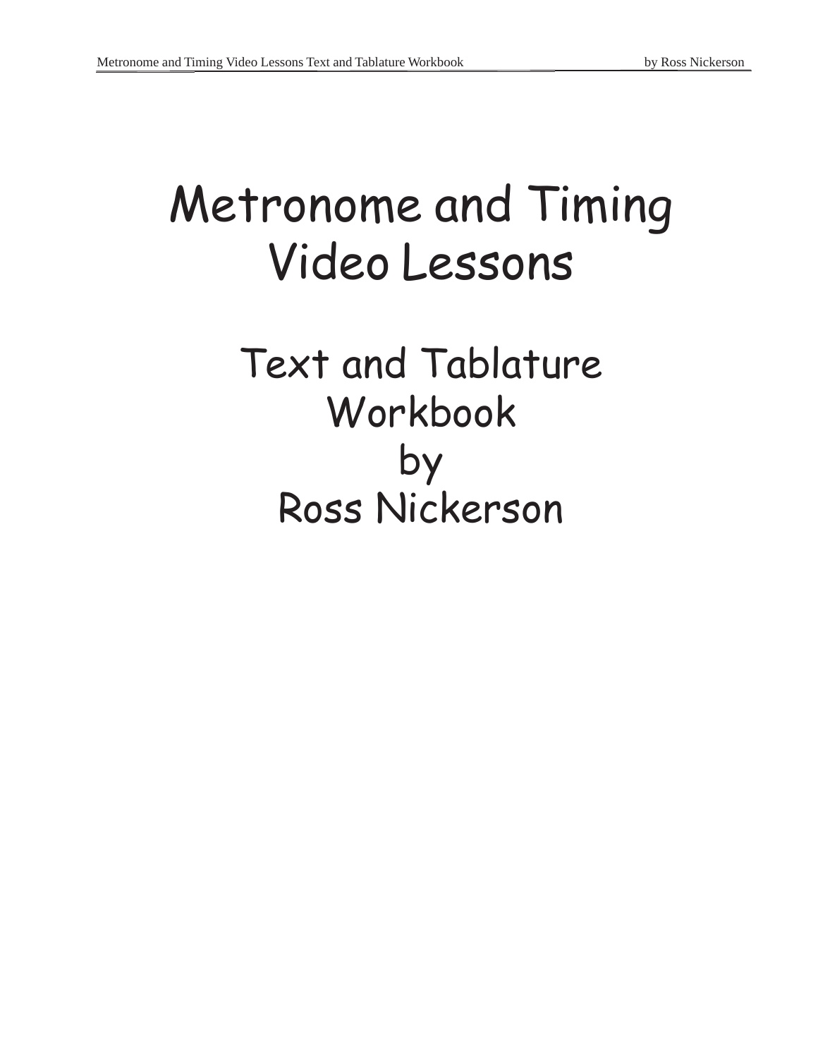# Metronome and Timing Video Lessons

## Text and Tablature Workbook
## by
## Ross Nickerson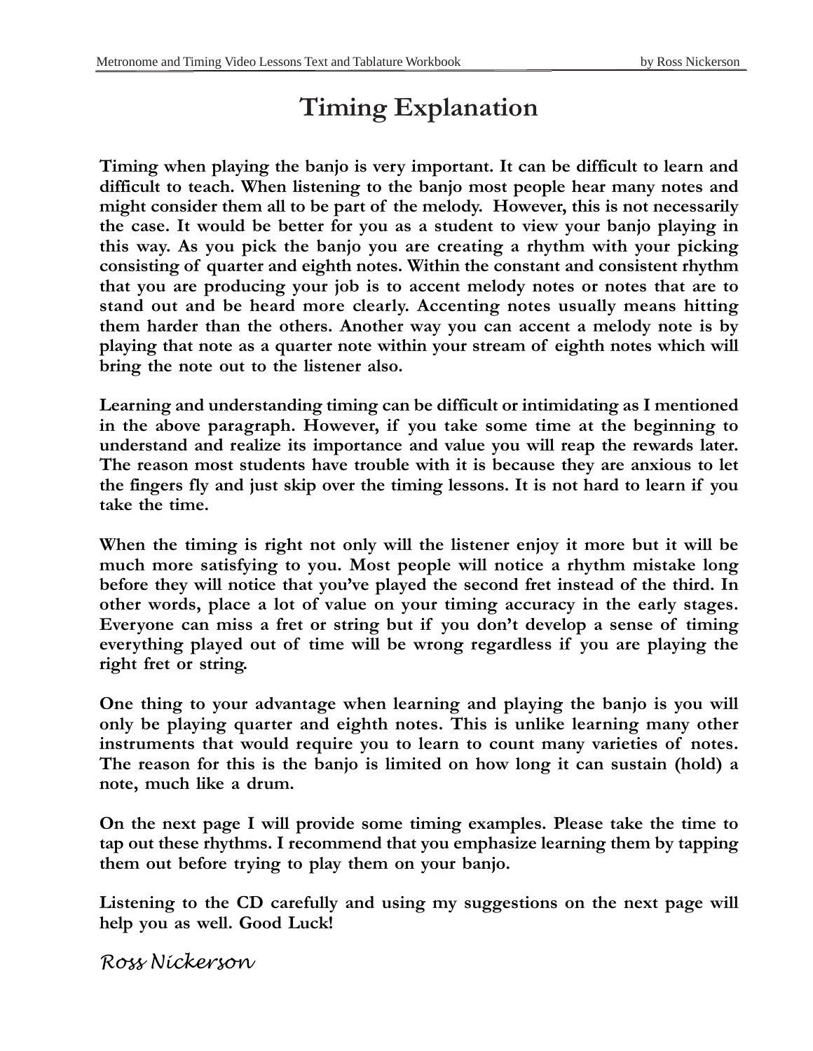# Timing Explanation

**Timing when playing the banjo is very important. It can be difficult to learn and difficult to teach. When listening to the banjo most people hear many notes and might consider them all to be part of the melody. However, this is not necessarily the case. It would be better for you as a student to view your banjo playing in this way. As you pick the banjo you are creating a rhythm with your picking consisting of quarter and eighth notes. Within the constant and consistent rhythm that you are producing your job is to accent melody notes or notes that are to stand out and be heard more clearly. Accenting notes usually means hitting them harder than the others. Another way you can accent a melody note is by playing that note as a quarter note within your stream of eighth notes which will bring the note out to the listener also.**

**Learning and understanding timing can be difficult or intimidating as I mentioned in the above paragraph. However, if you take some time at the beginning to understand and realize its importance and value you will reap the rewards later. The reason most students have trouble with it is because they are anxious to let the fingers fly and just skip over the timing lessons. It is not hard to learn if you take the time.**

**When the timing is right not only will the listener enjoy it more but it will be much more satisfying to you. Most people will notice a rhythm mistake long before they will notice that you've played the second fret instead of the third. In other words, place a lot of value on your timing accuracy in the early stages. Everyone can miss a fret or string but if you don't develop a sense of timing everything played out of time will be wrong regardless if you are playing the right fret or string.**

**One thing to your advantage when learning and playing the banjo is you will only be playing quarter and eighth notes. This is unlike learning many other instruments that would require you to learn to count many varieties of notes. The reason for this is the banjo is limited on how long it can sustain (hold) a note, much like a drum.**

**On the next page I will provide some timing examples. Please take the time to tap out these rhythms. I recommend that you emphasize learning them by tapping them out before trying to play them on your banjo.**

**Listening to the CD carefully and using my suggestions on the next page will help you as well. Good Luck!**

*Ross Nickerson*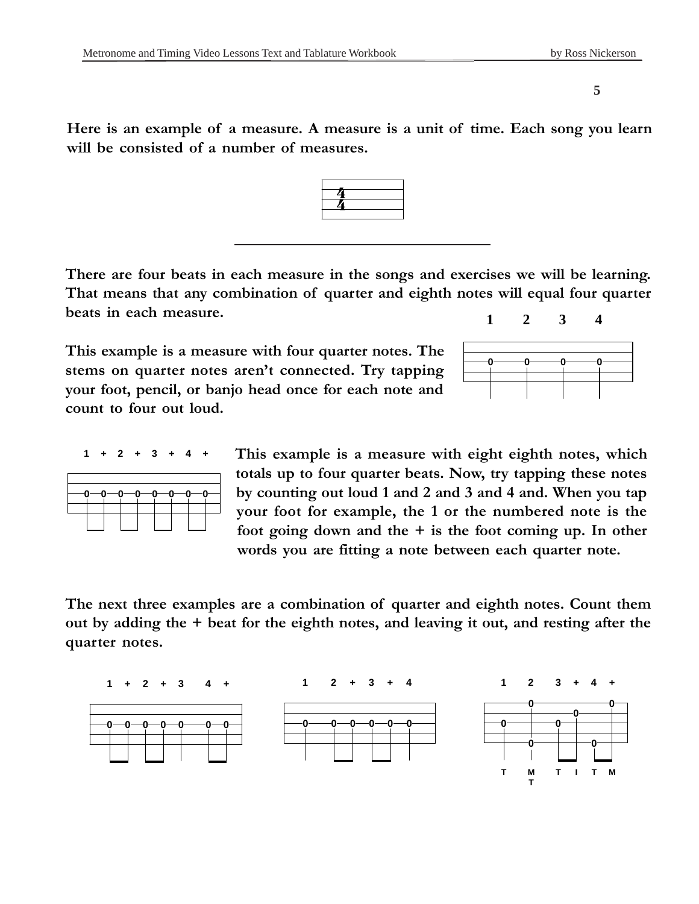**Here is an example of a measure. A measure is a unit of time. Each song you learn will be consisted of a number of measures.**

**There are four beats in each measure in the songs and exercises we will be learning. That means that any combination of quarter and eighth notes will equal four quarter beats in each measure.**

**This example is a measure with four quarter notes. The stems on quarter notes aren't connected. Try tapping your foot, pencil, or banjo head once for each note and count to four out loud.**

1 2 3 4

**This example is a measure with eight eighth notes, which totals up to four quarter beats. Now, try tapping these notes by counting out loud 1 and 2 and 3 and 4 and. When you tap your foot for example, the 1 or the numbered note is the foot going down and the + is the foot coming up. In other words you are fitting a note between each quarter note.**

1 + 2 + 3 + 4 +

**The next three examples are a combination of quarter and eighth notes. Count them out by adding the + beat for the eighth notes, and leaving it out, and resting after the quarter notes.**

1 + 2 + 3 4 +

1 2 + 3 + 4

1 2 3 + 4 +

T M T I T M
T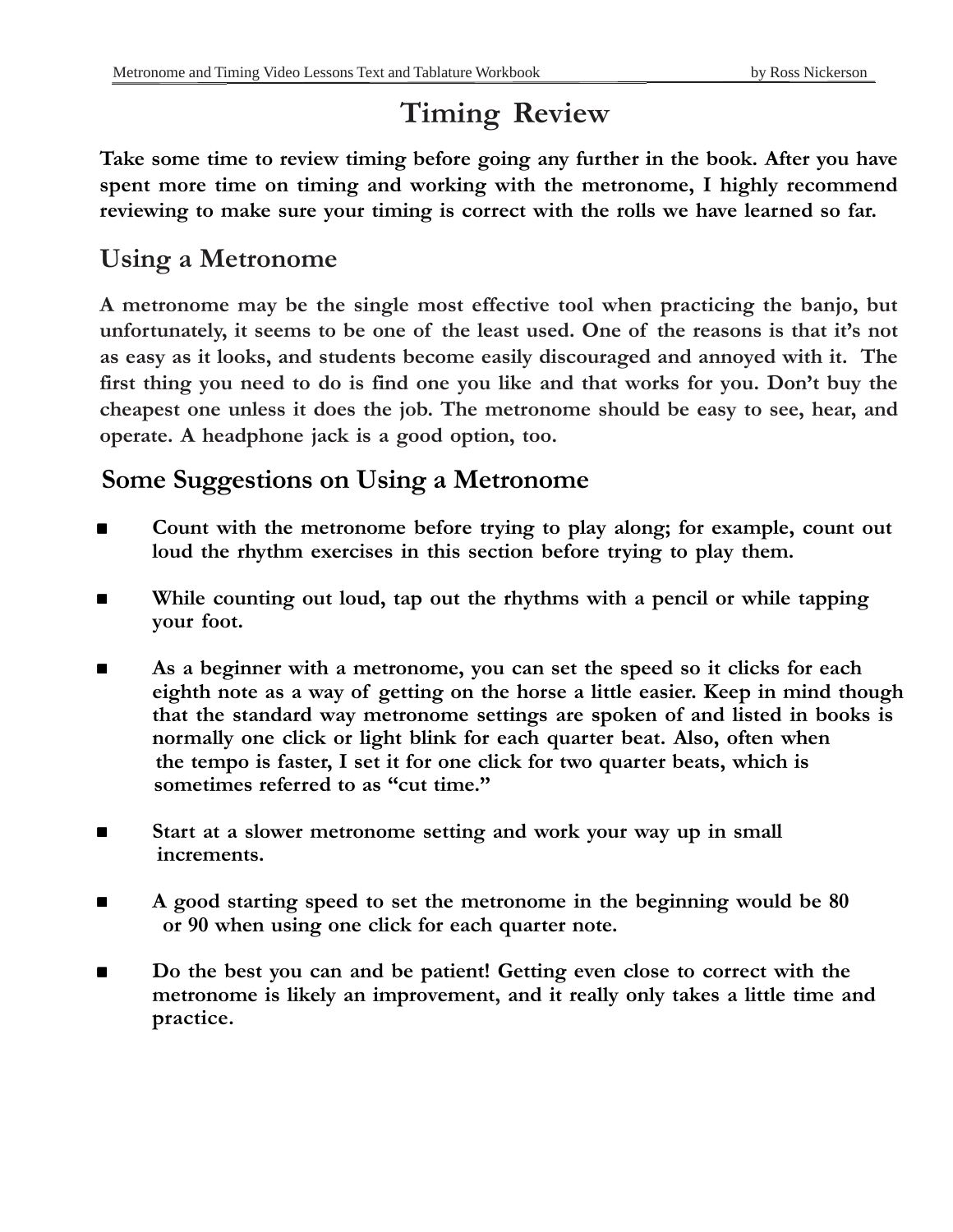# Timing Review

**Take some time to review timing before going any further in the book. After you have spent more time on timing and working with the metronome, I highly recommend reviewing to make sure your timing is correct with the rolls we have learned so far.**

## Using a Metronome

**A metronome may be the single most effective tool when practicing the banjo, but unfortunately, it seems to be one of the least used. One of the reasons is that it's not as easy as it looks, and students become easily discouraged and annoyed with it. The first thing you need to do is find one you like and that works for you. Don't buy the cheapest one unless it does the job. The metronome should be easy to see, hear, and operate. A headphone jack is a good option, too.**

## Some Suggestions on Using a Metronome

- **Count with the metronome before trying to play along; for example, count out loud the rhythm exercises in this section before trying to play them.**
- **While counting out loud, tap out the rhythms with a pencil or while tapping your foot.**
- **As a beginner with a metronome, you can set the speed so it clicks for each eighth note as a way of getting on the horse a little easier. Keep in mind though that the standard way metronome settings are spoken of and listed in books is normally one click or light blink for each quarter beat. Also, often when the tempo is faster, I set it for one click for two quarter beats, which is sometimes referred to as "cut time."**
- **Start at a slower metronome setting and work your way up in small increments.**
- **A good starting speed to set the metronome in the beginning would be 80 or 90 when using one click for each quarter note.**
- **Do the best you can and be patient! Getting even close to correct with the metronome is likely an improvement, and it really only takes a little time and practice.**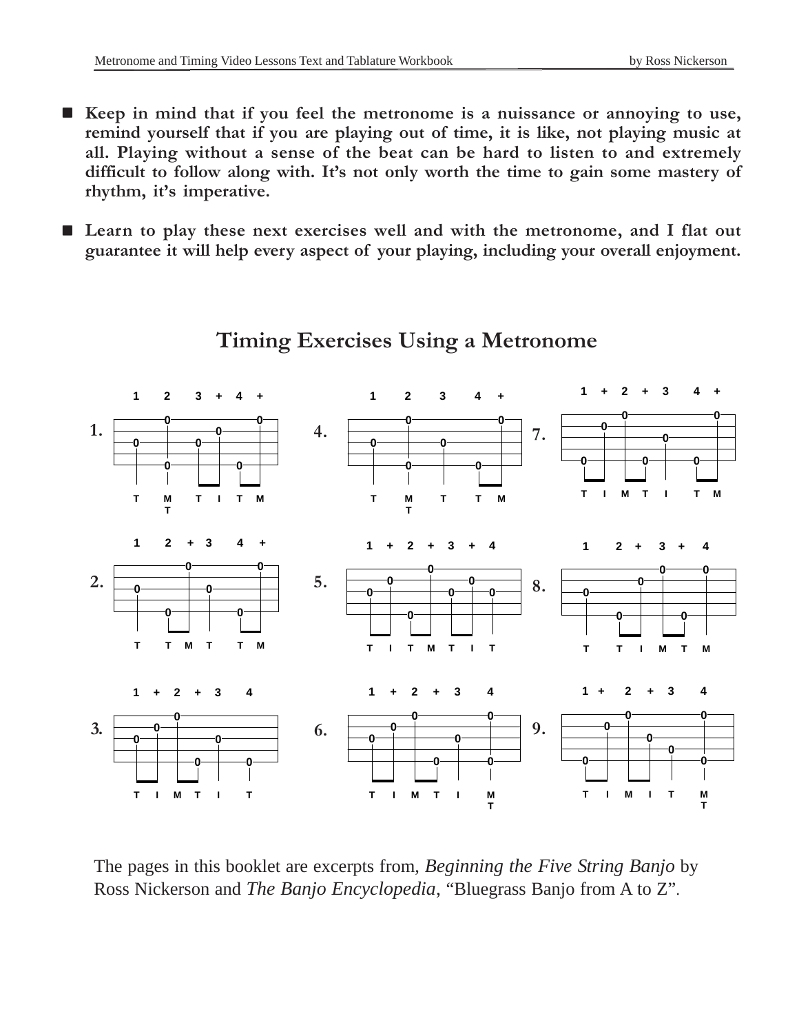- **Keep in mind that if you feel the metronome is a nuissance or annoying to use, remind yourself that if you are playing out of time, it is like, not playing music at all. Playing without a sense of the beat can be hard to listen to and extremely difficult to follow along with. It's not only worth the time to gain some mastery of rhythm, it's imperative.**

- **Learn to play these next exercises well and with the metronome, and I flat out guarantee it will help every aspect of your playing, including your overall enjoyment.**

## Timing Exercises Using a Metronome

1.
1 2 3 + 4 +
T M T I T M
T

2.
1 2 + 3 4 +
T T M T T M

3.
1 + 2 + 3 4
T I M T I T

4.
1 2 3 4 +
T M T T M
T

5.
1 + 2 + 3 + 4
T I T M T I T

6.
1 + 2 + 3 4
T I M T I M
T

7.
1 + 2 + 3 4 +
T I M T I T M

8.
1 2 + 3 + 4
T T I M T M

9.
1 + 2 + 3 4
T I M I T M
T

The pages in this booklet are excerpts from, *Beginning the Five String Banjo* by Ross Nickerson and *The Banjo Encyclopedia*, "Bluegrass Banjo from A to Z".